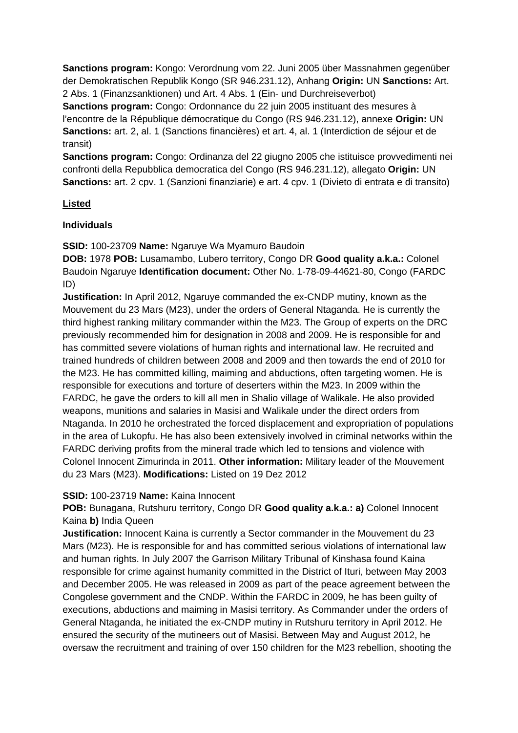**Sanctions program:** Kongo: Verordnung vom 22. Juni 2005 über Massnahmen gegenüber der Demokratischen Republik Kongo (SR 946.231.12), Anhang **Origin:** UN **Sanctions:** Art. 2 Abs. 1 (Finanzsanktionen) und Art. 4 Abs. 1 (Ein- und Durchreiseverbot)
**Sanctions program:** Congo: Ordonnance du 22 juin 2005 instituant des mesures à l'encontre de la République démocratique du Congo (RS 946.231.12), annexe **Origin:** UN **Sanctions:** art. 2, al. 1 (Sanctions financières) et art. 4, al. 1 (Interdiction de séjour et de transit)
**Sanctions program:** Congo: Ordinanza del 22 giugno 2005 che istituisce provvedimenti nei confronti della Repubblica democratica del Congo (RS 946.231.12), allegato **Origin:** UN **Sanctions:** art. 2 cpv. 1 (Sanzioni finanziarie) e art. 4 cpv. 1 (Divieto di entrata e di transito)

**Listed**

**Individuals**

**SSID:** 100-23709 **Name:** Ngaruye Wa Myamuro Baudoin
**DOB:** 1978 **POB:** Lusamambo, Lubero territory, Congo DR **Good quality a.k.a.:** Colonel Baudoin Ngaruye **Identification document:** Other No. 1-78-09-44621-80, Congo (FARDC ID)
**Justification:** In April 2012, Ngaruye commanded the ex-CNDP mutiny, known as the Mouvement du 23 Mars (M23), under the orders of General Ntaganda. He is currently the third highest ranking military commander within the M23. The Group of experts on the DRC previously recommended him for designation in 2008 and 2009. He is responsible for and has committed severe violations of human rights and international law. He recruited and trained hundreds of children between 2008 and 2009 and then towards the end of 2010 for the M23. He has committed killing, maiming and abductions, often targeting women. He is responsible for executions and torture of deserters within the M23. In 2009 within the FARDC, he gave the orders to kill all men in Shalio village of Walikale. He also provided weapons, munitions and salaries in Masisi and Walikale under the direct orders from Ntaganda. In 2010 he orchestrated the forced displacement and expropriation of populations in the area of Lukopfu. He has also been extensively involved in criminal networks within the FARDC deriving profits from the mineral trade which led to tensions and violence with Colonel Innocent Zimurinda in 2011. **Other information:** Military leader of the Mouvement du 23 Mars (M23). **Modifications:** Listed on 19 Dez 2012

**SSID:** 100-23719 **Name:** Kaina Innocent
**POB:** Bunagana, Rutshuru territory, Congo DR **Good quality a.k.a.: a)** Colonel Innocent Kaina **b)** India Queen
**Justification:** Innocent Kaina is currently a Sector commander in the Mouvement du 23 Mars (M23). He is responsible for and has committed serious violations of international law and human rights. In July 2007 the Garrison Military Tribunal of Kinshasa found Kaina responsible for crime against humanity committed in the District of Ituri, between May 2003 and December 2005. He was released in 2009 as part of the peace agreement between the Congolese government and the CNDP. Within the FARDC in 2009, he has been guilty of executions, abductions and maiming in Masisi territory. As Commander under the orders of General Ntaganda, he initiated the ex-CNDP mutiny in Rutshuru territory in April 2012. He ensured the security of the mutineers out of Masisi. Between May and August 2012, he oversaw the recruitment and training of over 150 children for the M23 rebellion, shooting the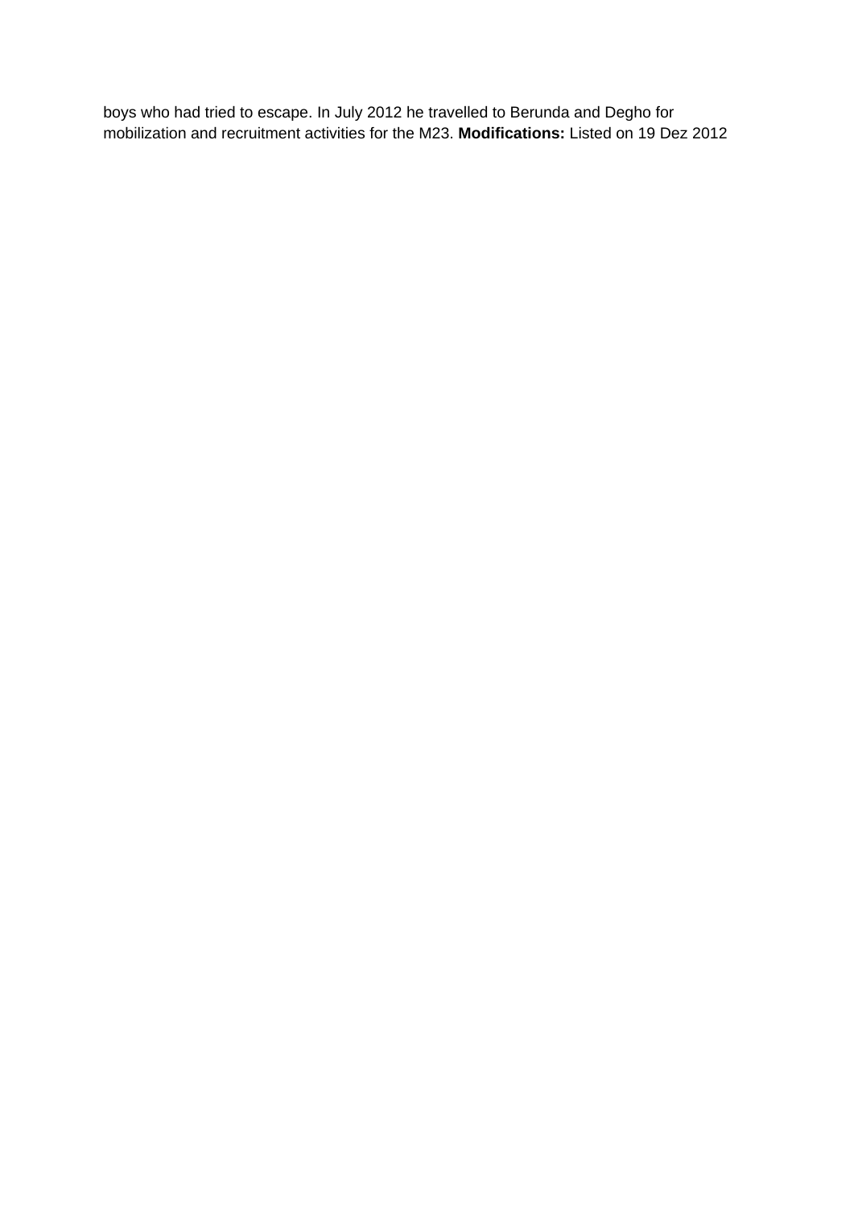boys who had tried to escape. In July 2012 he travelled to Berunda and Degho for mobilization and recruitment activities for the M23. **Modifications:** Listed on 19 Dez 2012